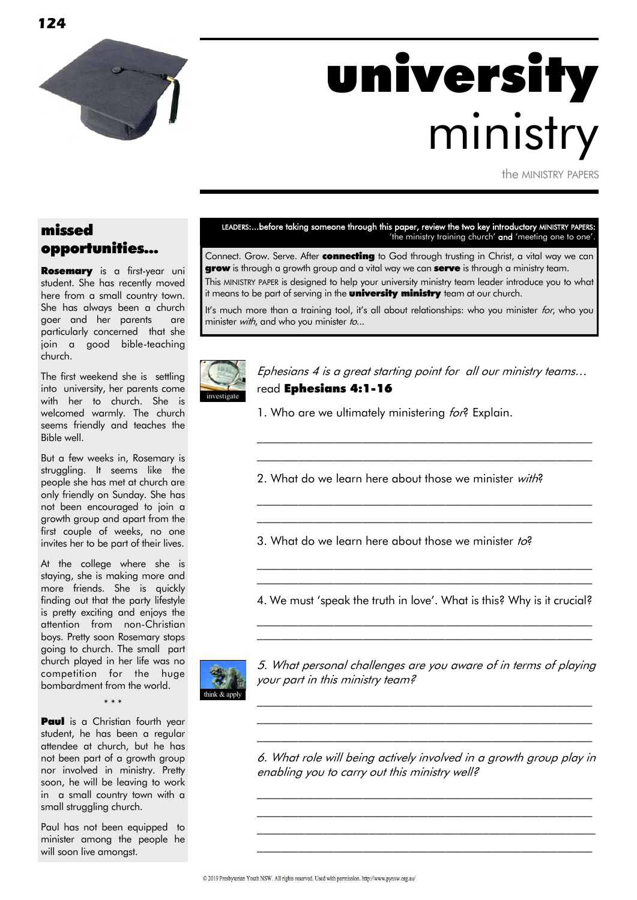# university ministry

the MINISTRY PAPERS

## missed opportunities...

**Rosemary** is a first-year uni student. She has recently moved here from a small country town. She has always been a church goer and her parents are particularly concerned that she join a good bible-teaching church.

The first weekend she is settling into university, her parents come with her to church. She is welcomed warmly. The church seems friendly and teaches the Bible well.

But a few weeks in, Rosemary is struggling. It seems like the people she has met at church are only friendly on Sunday. She has not been encouraged to join a growth group and apart from the first couple of weeks, no one invites her to be part of their lives.

At the college where she is staying, she is making more and more friends. She is quickly finding out that the party lifestyle is pretty exciting and enjoys the attention from non-Christian boys. Pretty soon Rosemary stops going to church. The small part church played in her life was no competition for the huge bombardment from the world.

\* \* \*

**Paul** is a Christian fourth year student, he has been a regular attendee at church, but he has not been part of a growth group nor involved in ministry. Pretty soon, he will be leaving to work in a small country town with a small struggling church.

Paul has not been equipped to minister among the people he will soon live amongst.

---

**LEADERS:...before taking someone through this paper, review the two key introductory MINISTRY PAPERS:** 'the ministry training church' **and** 'meeting one to one'.

Connect. Grow. Serve. After **connecting** to God through trusting in Christ, a vital way we can **grow** is through a growth group and a vital way we can **serve** is through a ministry team.

This MINISTRY PAPER is designed to help your university ministry team leader introduce you to what it means to be part of serving in the **university ministry** team at our church.

It's much more than a training tool, it's all about relationships: who you minister *for*, who you minister *with*, and who you minister *to*...

investigate

*Ephesians 4 is a great starting point for all our ministry teams…* read **Ephesians 4:1-16**

1. Who are we ultimately ministering *for*? Explain.

\_\_\_\_\_\_\_\_\_\_\_\_\_\_\_\_\_\_\_\_\_\_\_\_\_\_\_\_\_\_\_\_\_\_\_\_\_\_\_\_\_\_\_\_\_\_\_\_\_\_

\_\_\_\_\_\_\_\_\_\_\_\_\_\_\_\_\_\_\_\_\_\_\_\_\_\_\_\_\_\_\_\_\_\_\_\_\_\_\_\_\_\_\_\_\_\_\_\_\_\_

2. What do we learn here about those we minister *with*?

\_\_\_\_\_\_\_\_\_\_\_\_\_\_\_\_\_\_\_\_\_\_\_\_\_\_\_\_\_\_\_\_\_\_\_\_\_\_\_\_\_\_\_\_\_\_\_\_\_\_

\_\_\_\_\_\_\_\_\_\_\_\_\_\_\_\_\_\_\_\_\_\_\_\_\_\_\_\_\_\_\_\_\_\_\_\_\_\_\_\_\_\_\_\_\_\_\_\_\_\_

3. What do we learn here about those we minister *to*?

\_\_\_\_\_\_\_\_\_\_\_\_\_\_\_\_\_\_\_\_\_\_\_\_\_\_\_\_\_\_\_\_\_\_\_\_\_\_\_\_\_\_\_\_\_\_\_\_\_\_

\_\_\_\_\_\_\_\_\_\_\_\_\_\_\_\_\_\_\_\_\_\_\_\_\_\_\_\_\_\_\_\_\_\_\_\_\_\_\_\_\_\_\_\_\_\_\_\_\_\_

4. We must 'speak the truth in love'. What is this? Why is it crucial?

\_\_\_\_\_\_\_\_\_\_\_\_\_\_\_\_\_\_\_\_\_\_\_\_\_\_\_\_\_\_\_\_\_\_\_\_\_\_\_\_\_\_\_\_\_\_\_\_\_\_

\_\_\_\_\_\_\_\_\_\_\_\_\_\_\_\_\_\_\_\_\_\_\_\_\_\_\_\_\_\_\_\_\_\_\_\_\_\_\_\_\_\_\_\_\_\_\_\_\_\_

think & apply

*5. What personal challenges are you aware of in terms of playing your part in this ministry team?*

\_\_\_\_\_\_\_\_\_\_\_\_\_\_\_\_\_\_\_\_\_\_\_\_\_\_\_\_\_\_\_\_\_\_\_\_\_\_\_\_\_\_\_\_\_\_\_\_\_\_

\_\_\_\_\_\_\_\_\_\_\_\_\_\_\_\_\_\_\_\_\_\_\_\_\_\_\_\_\_\_\_\_\_\_\_\_\_\_\_\_\_\_\_\_\_\_\_\_\_\_

\_\_\_\_\_\_\_\_\_\_\_\_\_\_\_\_\_\_\_\_\_\_\_\_\_\_\_\_\_\_\_\_\_\_\_\_\_\_\_\_\_\_\_\_\_\_\_\_\_\_

*6. What role will being actively involved in a growth group play in enabling you to carry out this ministry well?*

\_\_\_\_\_\_\_\_\_\_\_\_\_\_\_\_\_\_\_\_\_\_\_\_\_\_\_\_\_\_\_\_\_\_\_\_\_\_\_\_\_\_\_\_\_\_\_\_\_\_

\_\_\_\_\_\_\_\_\_\_\_\_\_\_\_\_\_\_\_\_\_\_\_\_\_\_\_\_\_\_\_\_\_\_\_\_\_\_\_\_\_\_\_\_\_\_\_\_\_\_

\_\_\_\_\_\_\_\_\_\_\_\_\_\_\_\_\_\_\_\_\_\_\_\_\_\_\_\_\_\_\_\_\_\_\_\_\_\_\_\_\_\_\_\_\_\_\_\_\_\_

\_\_\_\_\_\_\_\_\_\_\_\_\_\_\_\_\_\_\_\_\_\_\_\_\_\_\_\_\_\_\_\_\_\_\_\_\_\_\_\_\_\_\_\_\_\_\_\_\_\_

© 2019 Presbyterian Youth NSW. All rights reserved. Used with permission. http://www.pynsw.org.au/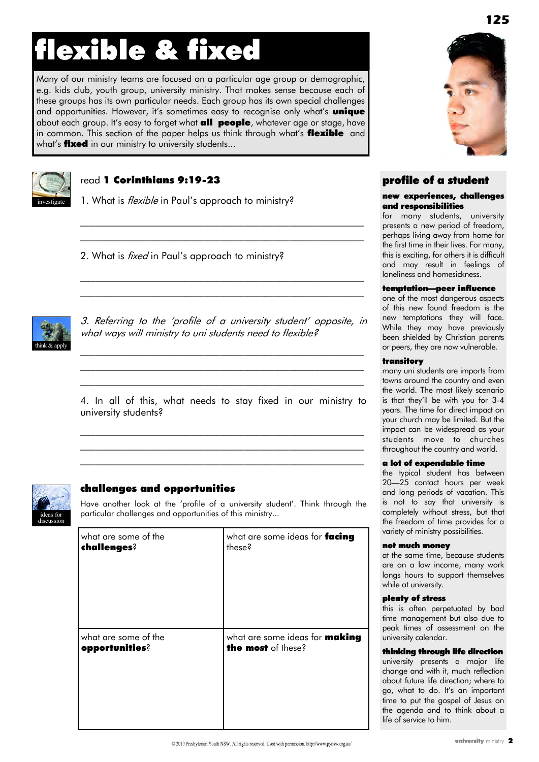# flexible & fixed

Many of our ministry teams are focused on a particular age group or demographic, e.g. kids club, youth group, university ministry. That makes sense because each of these groups has its own particular needs. Each group has its own special challenges and opportunities. However, it's sometimes easy to recognise only what's **unique** about each group. It's easy to forget what **all people**, whatever age or stage, have in common. This section of the paper helps us think through what's **flexible** and what's **fixed** in our ministry to university students...

investigate

read **1 Corinthians 9:19-23**

1. What is *flexible* in Paul's approach to ministry?

_______________________________________________

_______________________________________________

2. What is *fixed* in Paul's approach to ministry?

_______________________________________________

_______________________________________________

think & apply

*3. Referring to the 'profile of a university student' opposite, in what ways will ministry to uni students need to flexible?*

_______________________________________________

_______________________________________________

_______________________________________________

4. In all of this, what needs to stay fixed in our ministry to university students?

_______________________________________________

_______________________________________________

_______________________________________________

ideas for discussion

### challenges and opportunities

Have another look at the 'profile of a university student'. Think through the particular challenges and opportunities of this ministry...

| what are some of the **challenges**? | what are some ideas for **facing** these? |
| --- | --- |
| what are some of the **opportunities**? | what are some ideas for **making the most** of these? |

## profile of a student

**new experiences, challenges and responsibilities**

for many students, university presents a new period of freedom, perhaps living away from home for the first time in their lives. For many, this is exciting, for others it is difficult and may result in feelings of loneliness and homesickness.

**temptation—peer influence**

one of the most dangerous aspects of this new found freedom is the new temptations they will face. While they may have previously been shielded by Christian parents or peers, they are now vulnerable.

**transitory**

many uni students are imports from towns around the country and even the world. The most likely scenario is that they'll be with you for 3-4 years. The time for direct impact on your church may be limited. But the impact can be widespread as your students move to churches throughout the country and world.

**a lot of expendable time**

the typical student has between 20—25 contact hours per week and long periods of vacation. This is not to say that university is completely without stress, but that the freedom of time provides for a variety of ministry possibilities.

**not much money**

at the same time, because students are on a low income, many work longs hours to support themselves while at university.

**plenty of stress**

this is often perpetuated by bad time management but also due to peak times of assessment on the university calendar.

**thinking through life direction**

university presents a major life change and with it, much reflection about future life direction; where to go, what to do. It's an important time to put the gospel of Jesus on the agenda and to think about a life of service to him.

© 2019 Presbyterian Youth NSW. All rights reserved. Used with permission. http://www.pynsw.org.au/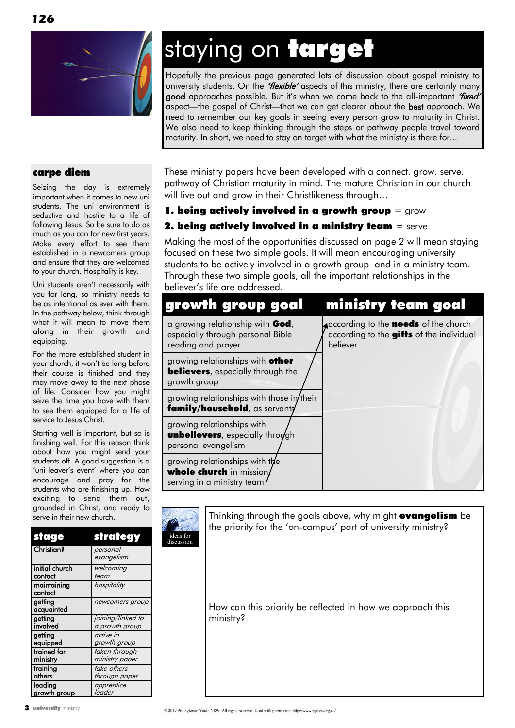# staying on **target**

Hopefully the previous page generated lots of discussion about gospel ministry to university students. On the ***'flexible'*** aspects of this ministry, there are certainly many **good** approaches possible. But it's when we come back to the all-important ***'fixed'*** aspect—the gospel of Christ—that we can get clearer about the **best** approach. We need to remember our key goals in seeing every person grow to maturity in Christ. We also need to keep thinking through the steps or pathway people travel toward maturity. In short, we need to stay on target with what the ministry is there for...

These ministry papers have been developed with a connect. grow. serve. pathway of Christian maturity in mind. The mature Christian in our church will live out and grow in their Christlikeness through…

**1. being actively involved in a growth group** = grow

**2. being actively involved in a ministry team** = serve

Making the most of the opportunities discussed on page 2 will mean staying focused on these two simple goals. It will mean encouraging university students to be actively involved in a growth group and in a ministry team. Through these two simple goals, all the important relationships in the believer's life are addressed.

| growth group goal | ministry team goal |
|---|---|
| a growing relationship with **God**, especially through personal Bible reading and prayer | according to the **needs** of the church according to the **gifts** of the individual believer |
| growing relationships with **other believers**, especially through the growth group | |
| growing relationships with those in their **family/household**, as servants | |
| growing relationships with **unbelievers**, especially through personal evangelism | |
| growing relationships with the **whole church** in mission, serving in a ministry team | |

ideas for discussion

Thinking through the goals above, why might **evangelism** be the priority for the 'on-campus' part of university ministry?

How can this priority be reflected in how we approach this ministry?

## carpe diem

Seizing the day is extremely important when it comes to new uni students. The uni environment is seductive and hostile to a life of following Jesus. So be sure to do as much as you can for new first years. Make every effort to see them established in a newcomers group and ensure that they are welcomed to your church. Hospitality is key.

Uni students aren't necessarily with you for long, so ministry needs to be as intentional as ever with them. In the pathway below, think through what it will mean to move them along in their growth and equipping.

For the more established student in your church, it won't be long before their course is finished and they may move away to the next phase of life. Consider how you might seize the time you have with them to see them equipped for a life of service to Jesus Christ.

Starting well is important, but so is finishing well. For this reason think about how you might send your students off. A good suggestion is a 'uni leaver's event' where you can encourage and pray for the students who are finishing up. How exciting to send them out, grounded in Christ, and ready to serve in their new church.

| stage | strategy |
|---|---|
| Christian? | *personal evangelism* |
| initial church contact | *welcoming team* |
| maintaining contact | *hospitality* |
| getting acquainted | *newcomers group* |
| getting involved | *joining/linked to a growth group* |
| getting equipped | *active in growth group* |
| trained for ministry | *taken through ministry paper* |
| training others | *take others through paper* |
| leading growth group | *apprentice leader* |

© 2019 Presbyterian Youth NSW. All rights reserved. Used with permission. http://www.pynsw.org.au/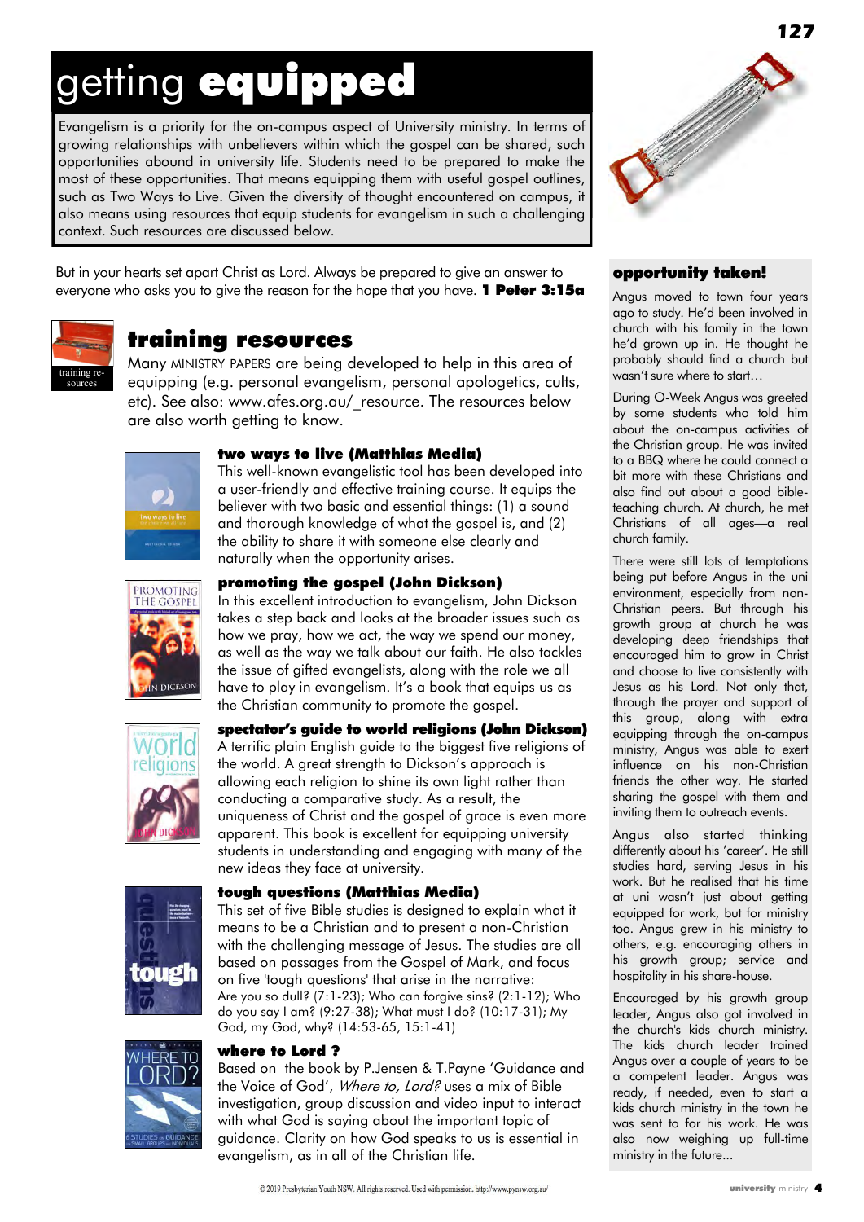# getting **equipped**

Evangelism is a priority for the on-campus aspect of University ministry. In terms of growing relationships with unbelievers within which the gospel can be shared, such opportunities abound in university life. Students need to be prepared to make the most of these opportunities. That means equipping them with useful gospel outlines, such as Two Ways to Live. Given the diversity of thought encountered on campus, it also means using resources that equip students for evangelism in such a challenging context. Such resources are discussed below.

But in your hearts set apart Christ as Lord. Always be prepared to give an answer to everyone who asks you to give the reason for the hope that you have. **1 Peter 3:15a**

training resources

## training resources

Many MINISTRY PAPERS are being developed to help in this area of equipping (e.g. personal evangelism, personal apologetics, cults, etc). See also: www.afes.org.au/_resource. The resources below are also worth getting to know.

### two ways to live (Matthias Media)

This well-known evangelistic tool has been developed into a user-friendly and effective training course. It equips the believer with two basic and essential things: (1) a sound and thorough knowledge of what the gospel is, and (2) the ability to share it with someone else clearly and naturally when the opportunity arises.

### promoting the gospel (John Dickson)

In this excellent introduction to evangelism, John Dickson takes a step back and looks at the broader issues such as how we pray, how we act, the way we spend our money, as well as the way we talk about our faith. He also tackles the issue of gifted evangelists, along with the role we all have to play in evangelism. It's a book that equips us as the Christian community to promote the gospel.

### spectator's guide to world religions (John Dickson)

A terrific plain English guide to the biggest five religions of the world. A great strength to Dickson's approach is allowing each religion to shine its own light rather than conducting a comparative study. As a result, the uniqueness of Christ and the gospel of grace is even more apparent. This book is excellent for equipping university students in understanding and engaging with many of the new ideas they face at university.

### tough questions (Matthias Media)

This set of five Bible studies is designed to explain what it means to be a Christian and to present a non-Christian with the challenging message of Jesus. The studies are all based on passages from the Gospel of Mark, and focus on five 'tough questions' that arise in the narrative:
Are you so dull? (7:1-23); Who can forgive sins? (2:1-12); Who do you say I am? (9:27-38); What must I do? (10:17-31); My God, my God, why? (14:53-65, 15:1-41)

### where to Lord ?

Based on the book by P.Jensen & T.Payne 'Guidance and the Voice of God', *Where to, Lord?* uses a mix of Bible investigation, group discussion and video input to interact with what God is saying about the important topic of guidance. Clarity on how God speaks to us is essential in evangelism, as in all of the Christian life.

## opportunity taken!

Angus moved to town four years ago to study. He'd been involved in church with his family in the town he'd grown up in. He thought he probably should find a church but wasn't sure where to start…

During O-Week Angus was greeted by some students who told him about the on-campus activities of the Christian group. He was invited to a BBQ where he could connect a bit more with these Christians and also find out about a good bible-teaching church. At church, he met Christians of all ages—a real church family.

There were still lots of temptations being put before Angus in the uni environment, especially from non-Christian peers. But through his growth group at church he was developing deep friendships that encouraged him to grow in Christ and choose to live consistently with Jesus as his Lord. Not only that, through the prayer and support of this group, along with extra equipping through the on-campus ministry, Angus was able to exert influence on his non-Christian friends the other way. He started sharing the gospel with them and inviting them to outreach events.

Angus also started thinking differently about his 'career'. He still studies hard, serving Jesus in his work. But he realised that his time at uni wasn't just about getting equipped for work, but for ministry too. Angus grew in his ministry to others, e.g. encouraging others in his growth group; service and hospitality in his share-house.

Encouraged by his growth group leader, Angus also got involved in the church's kids church ministry. The kids church leader trained Angus over a couple of years to be a competent leader. Angus was ready, if needed, even to start a kids church ministry in the town he was sent to for his work. He was also now weighing up full-time ministry in the future...

© 2019 Presbyterian Youth NSW. All rights reserved. Used with permission. http://www.pynsw.org.au/